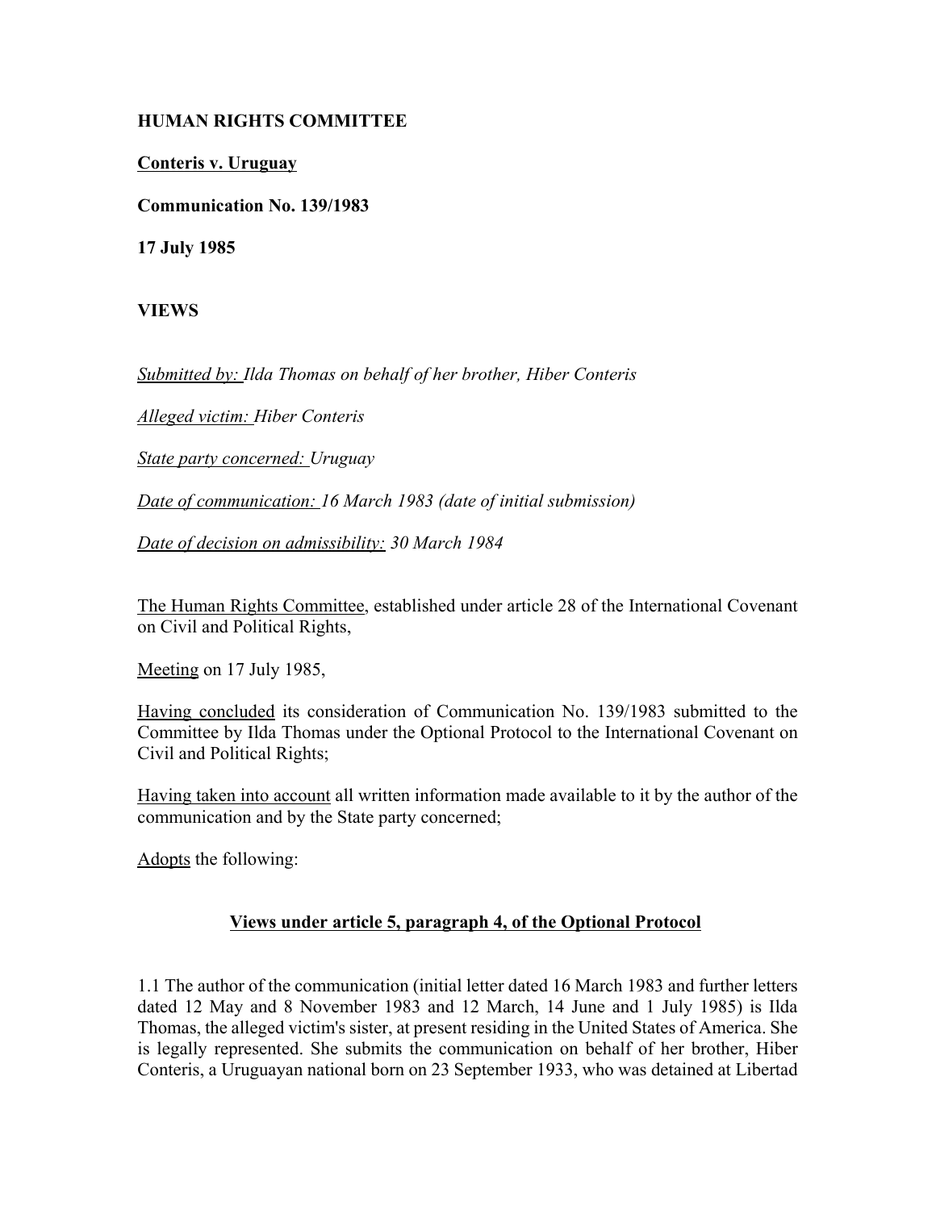**HUMAN RIGHTS COMMITTEE**

**Conteris v. Uruguay**

**Communication No. 139/1983**

**17 July 1985**

**VIEWS**

*Submitted by: Ilda Thomas on behalf of her brother, Hiber Conteris*

*Alleged victim: Hiber Conteris*

*State party concerned: Uruguay*

*Date of communication: 16 March 1983 (date of initial submission)*

*Date of decision on admissibility: 30 March 1984*

The Human Rights Committee, established under article 28 of the International Covenant on Civil and Political Rights,

Meeting on 17 July 1985,

Having concluded its consideration of Communication No. 139/1983 submitted to the Committee by Ilda Thomas under the Optional Protocol to the International Covenant on Civil and Political Rights;

Having taken into account all written information made available to it by the author of the communication and by the State party concerned;

Adopts the following:

**Views under article 5, paragraph 4, of the Optional Protocol**

1.1 The author of the communication (initial letter dated 16 March 1983 and further letters dated 12 May and 8 November 1983 and 12 March, 14 June and 1 July 1985) is Ilda Thomas, the alleged victim's sister, at present residing in the United States of America. She is legally represented. She submits the communication on behalf of her brother, Hiber Conteris, a Uruguayan national born on 23 September 1933, who was detained at Libertad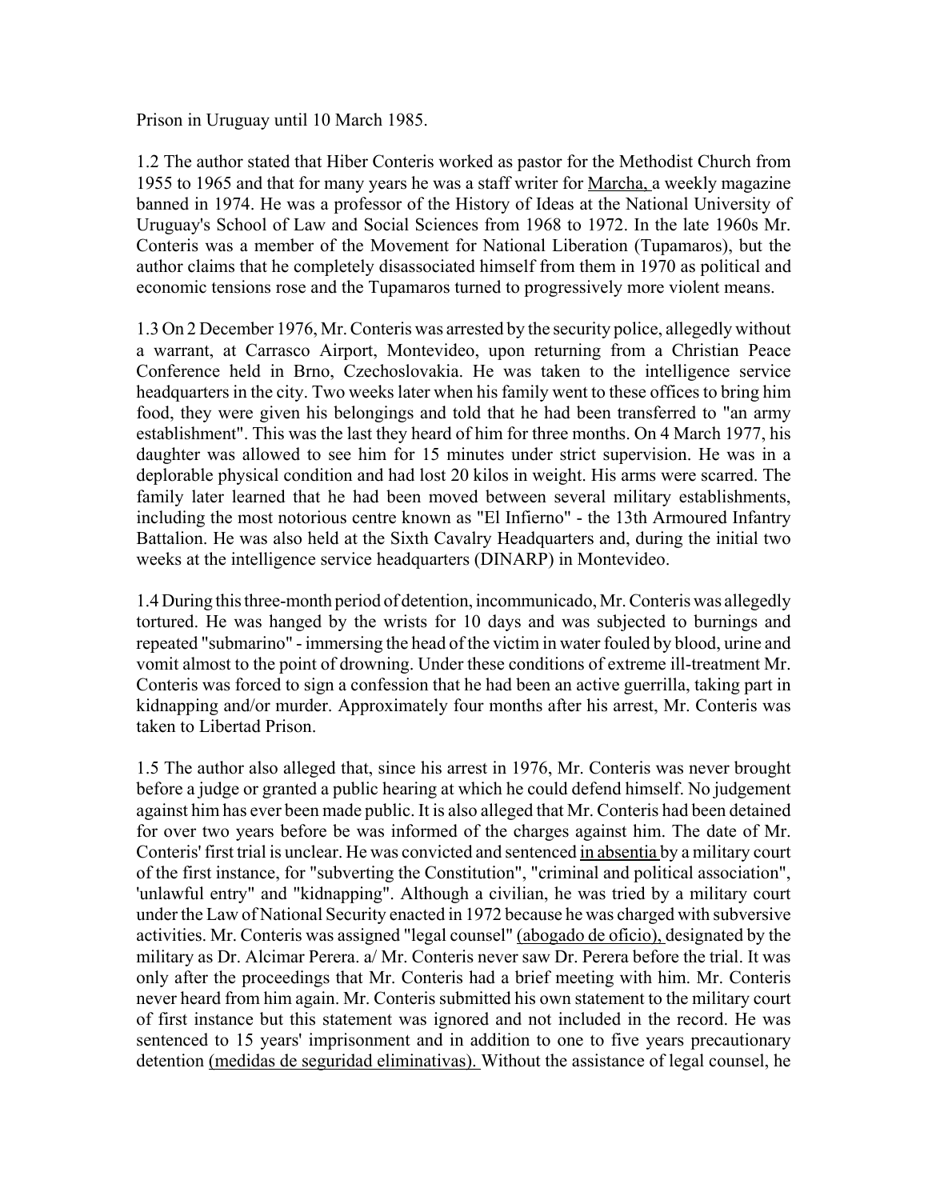Prison in Uruguay until 10 March 1985.

1.2 The author stated that Hiber Conteris worked as pastor for the Methodist Church from 1955 to 1965 and that for many years he was a staff writer for Marcha, a weekly magazine banned in 1974. He was a professor of the History of Ideas at the National University of Uruguay's School of Law and Social Sciences from 1968 to 1972. In the late 1960s Mr. Conteris was a member of the Movement for National Liberation (Tupamaros), but the author claims that he completely disassociated himself from them in 1970 as political and economic tensions rose and the Tupamaros turned to progressively more violent means.

1.3 On 2 December 1976, Mr. Conteris was arrested by the security police, allegedly without a warrant, at Carrasco Airport, Montevideo, upon returning from a Christian Peace Conference held in Brno, Czechoslovakia. He was taken to the intelligence service headquarters in the city. Two weeks later when his family went to these offices to bring him food, they were given his belongings and told that he had been transferred to "an army establishment". This was the last they heard of him for three months. On 4 March 1977, his daughter was allowed to see him for 15 minutes under strict supervision. He was in a deplorable physical condition and had lost 20 kilos in weight. His arms were scarred. The family later learned that he had been moved between several military establishments, including the most notorious centre known as "El Infierno" - the 13th Armoured Infantry Battalion. He was also held at the Sixth Cavalry Headquarters and, during the initial two weeks at the intelligence service headquarters (DINARP) in Montevideo.

1.4 During this three-month period of detention, incommunicado, Mr. Conteris was allegedly tortured. He was hanged by the wrists for 10 days and was subjected to burnings and repeated "submarino" - immersing the head of the victim in water fouled by blood, urine and vomit almost to the point of drowning. Under these conditions of extreme ill-treatment Mr. Conteris was forced to sign a confession that he had been an active guerrilla, taking part in kidnapping and/or murder. Approximately four months after his arrest, Mr. Conteris was taken to Libertad Prison.

1.5 The author also alleged that, since his arrest in 1976, Mr. Conteris was never brought before a judge or granted a public hearing at which he could defend himself. No judgement against him has ever been made public. It is also alleged that Mr. Conteris had been detained for over two years before be was informed of the charges against him. The date of Mr. Conteris' first trial is unclear. He was convicted and sentenced in absentia by a military court of the first instance, for "subverting the Constitution", "criminal and political association", 'unlawful entry" and "kidnapping". Although a civilian, he was tried by a military court under the Law of National Security enacted in 1972 because he was charged with subversive activities. Mr. Conteris was assigned "legal counsel" (abogado de oficio), designated by the military as Dr. Alcimar Perera. a/ Mr. Conteris never saw Dr. Perera before the trial. It was only after the proceedings that Mr. Conteris had a brief meeting with him. Mr. Conteris never heard from him again. Mr. Conteris submitted his own statement to the military court of first instance but this statement was ignored and not included in the record. He was sentenced to 15 years' imprisonment and in addition to one to five years precautionary detention (medidas de seguridad eliminativas). Without the assistance of legal counsel, he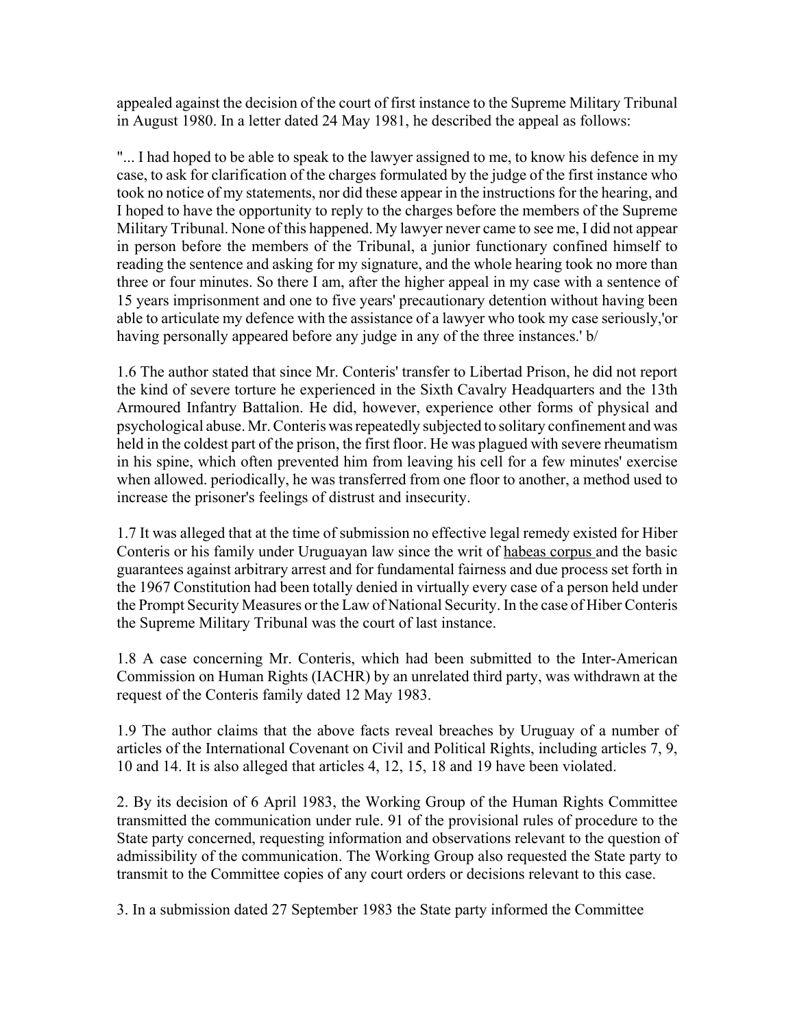appealed against the decision of the court of first instance to the Supreme Military Tribunal in August 1980. In a letter dated 24 May 1981, he described the appeal as follows:

"... I had hoped to be able to speak to the lawyer assigned to me, to know his defence in my case, to ask for clarification of the charges formulated by the judge of the first instance who took no notice of my statements, nor did these appear in the instructions for the hearing, and I hoped to have the opportunity to reply to the charges before the members of the Supreme Military Tribunal. None of this happened. My lawyer never came to see me, I did not appear in person before the members of the Tribunal, a junior functionary confined himself to reading the sentence and asking for my signature, and the whole hearing took no more than three or four minutes. So there I am, after the higher appeal in my case with a sentence of 15 years imprisonment and one to five years' precautionary detention without having been able to articulate my defence with the assistance of a lawyer who took my case seriously,'or having personally appeared before any judge in any of the three instances.' b/

1.6 The author stated that since Mr. Conteris' transfer to Libertad Prison, he did not report the kind of severe torture he experienced in the Sixth Cavalry Headquarters and the 13th Armoured Infantry Battalion. He did, however, experience other forms of physical and psychological abuse. Mr. Conteris was repeatedly subjected to solitary confinement and was held in the coldest part of the prison, the first floor. He was plagued with severe rheumatism in his spine, which often prevented him from leaving his cell for a few minutes' exercise when allowed. periodically, he was transferred from one floor to another, a method used to increase the prisoner's feelings of distrust and insecurity.

1.7 It was alleged that at the time of submission no effective legal remedy existed for Hiber Conteris or his family under Uruguayan law since the writ of <u>habeas corpus</u> and the basic guarantees against arbitrary arrest and for fundamental fairness and due process set forth in the 1967 Constitution had been totally denied in virtually every case of a person held under the Prompt Security Measures or the Law of National Security. In the case of Hiber Conteris the Supreme Military Tribunal was the court of last instance.

1.8 A case concerning Mr. Conteris, which had been submitted to the Inter-American Commission on Human Rights (IACHR) by an unrelated third party, was withdrawn at the request of the Conteris family dated 12 May 1983.

1.9 The author claims that the above facts reveal breaches by Uruguay of a number of articles of the International Covenant on Civil and Political Rights, including articles 7, 9, 10 and 14. It is also alleged that articles 4, 12, 15, 18 and 19 have been violated.

2. By its decision of 6 April 1983, the Working Group of the Human Rights Committee transmitted the communication under rule. 91 of the provisional rules of procedure to the State party concerned, requesting information and observations relevant to the question of admissibility of the communication. The Working Group also requested the State party to transmit to the Committee copies of any court orders or decisions relevant to this case.

3. In a submission dated 27 September 1983 the State party informed the Committee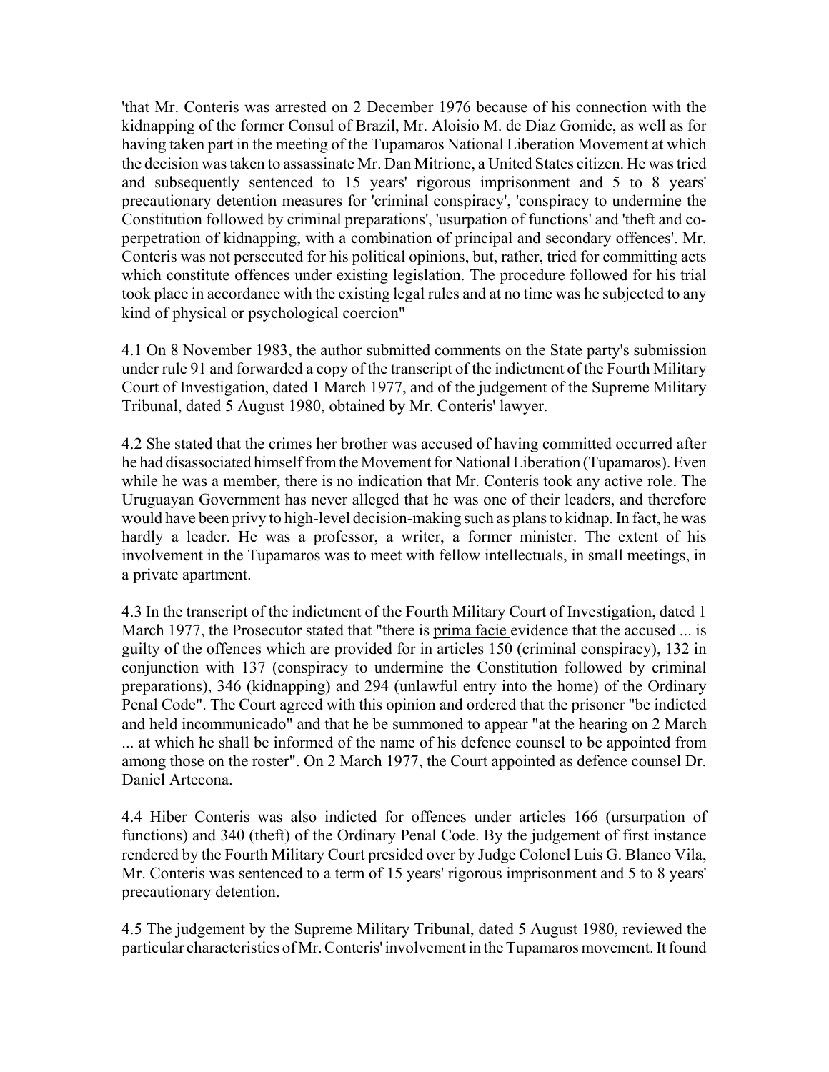'that Mr. Conteris was arrested on 2 December 1976 because of his connection with the kidnapping of the former Consul of Brazil, Mr. Aloisio M. de Diaz Gomide, as well as for having taken part in the meeting of the Tupamaros National Liberation Movement at which the decision was taken to assassinate Mr. Dan Mitrione, a United States citizen. He was tried and subsequently sentenced to 15 years' rigorous imprisonment and 5 to 8 years' precautionary detention measures for 'criminal conspiracy', 'conspiracy to undermine the Constitution followed by criminal preparations', 'usurpation of functions' and 'theft and co-perpetration of kidnapping, with a combination of principal and secondary offences'. Mr. Conteris was not persecuted for his political opinions, but, rather, tried for committing acts which constitute offences under existing legislation. The procedure followed for his trial took place in accordance with the existing legal rules and at no time was he subjected to any kind of physical or psychological coercion"

4.1 On 8 November 1983, the author submitted comments on the State party's submission under rule 91 and forwarded a copy of the transcript of the indictment of the Fourth Military Court of Investigation, dated 1 March 1977, and of the judgement of the Supreme Military Tribunal, dated 5 August 1980, obtained by Mr. Conteris' lawyer.

4.2 She stated that the crimes her brother was accused of having committed occurred after he had disassociated himself from the Movement for National Liberation (Tupamaros). Even while he was a member, there is no indication that Mr. Conteris took any active role. The Uruguayan Government has never alleged that he was one of their leaders, and therefore would have been privy to high-level decision-making such as plans to kidnap. In fact, he was hardly a leader. He was a professor, a writer, a former minister. The extent of his involvement in the Tupamaros was to meet with fellow intellectuals, in small meetings, in a private apartment.

4.3 In the transcript of the indictment of the Fourth Military Court of Investigation, dated 1 March 1977, the Prosecutor stated that "there is prima facie evidence that the accused ... is guilty of the offences which are provided for in articles 150 (criminal conspiracy), 132 in conjunction with 137 (conspiracy to undermine the Constitution followed by criminal preparations), 346 (kidnapping) and 294 (unlawful entry into the home) of the Ordinary Penal Code". The Court agreed with this opinion and ordered that the prisoner "be indicted and held incommunicado" and that he be summoned to appear "at the hearing on 2 March ... at which he shall be informed of the name of his defence counsel to be appointed from among those on the roster". On 2 March 1977, the Court appointed as defence counsel Dr. Daniel Artecona.

4.4 Hiber Conteris was also indicted for offences under articles 166 (ursurpation of functions) and 340 (theft) of the Ordinary Penal Code. By the judgement of first instance rendered by the Fourth Military Court presided over by Judge Colonel Luis G. Blanco Vila, Mr. Conteris was sentenced to a term of 15 years' rigorous imprisonment and 5 to 8 years' precautionary detention.

4.5 The judgement by the Supreme Military Tribunal, dated 5 August 1980, reviewed the particular characteristics of Mr. Conteris' involvement in the Tupamaros movement. It found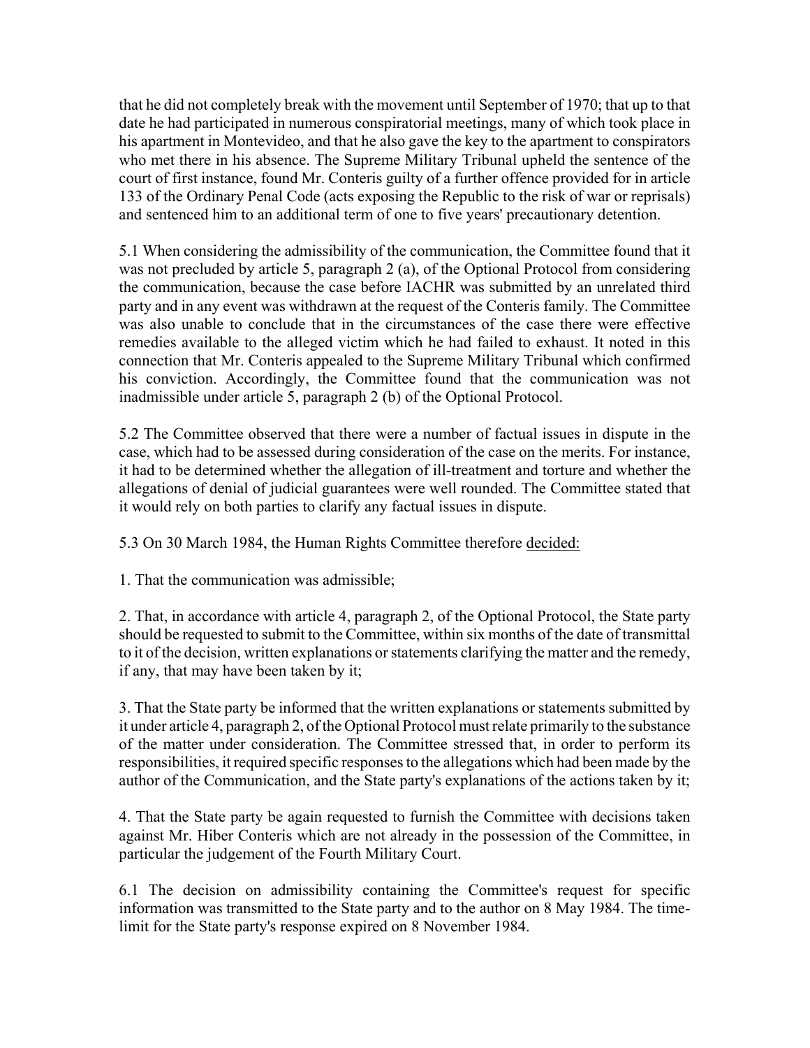that he did not completely break with the movement until September of 1970; that up to that date he had participated in numerous conspiratorial meetings, many of which took place in his apartment in Montevideo, and that he also gave the key to the apartment to conspirators who met there in his absence. The Supreme Military Tribunal upheld the sentence of the court of first instance, found Mr. Conteris guilty of a further offence provided for in article 133 of the Ordinary Penal Code (acts exposing the Republic to the risk of war or reprisals) and sentenced him to an additional term of one to five years' precautionary detention.

5.1 When considering the admissibility of the communication, the Committee found that it was not precluded by article 5, paragraph 2 (a), of the Optional Protocol from considering the communication, because the case before IACHR was submitted by an unrelated third party and in any event was withdrawn at the request of the Conteris family. The Committee was also unable to conclude that in the circumstances of the case there were effective remedies available to the alleged victim which he had failed to exhaust. It noted in this connection that Mr. Conteris appealed to the Supreme Military Tribunal which confirmed his conviction. Accordingly, the Committee found that the communication was not inadmissible under article 5, paragraph 2 (b) of the Optional Protocol.

5.2 The Committee observed that there were a number of factual issues in dispute in the case, which had to be assessed during consideration of the case on the merits. For instance, it had to be determined whether the allegation of ill-treatment and torture and whether the allegations of denial of judicial guarantees were well rounded. The Committee stated that it would rely on both parties to clarify any factual issues in dispute.

5.3 On 30 March 1984, the Human Rights Committee therefore decided:

1. That the communication was admissible;

2. That, in accordance with article 4, paragraph 2, of the Optional Protocol, the State party should be requested to submit to the Committee, within six months of the date of transmittal to it of the decision, written explanations or statements clarifying the matter and the remedy, if any, that may have been taken by it;

3. That the State party be informed that the written explanations or statements submitted by it under article 4, paragraph 2, of the Optional Protocol must relate primarily to the substance of the matter under consideration. The Committee stressed that, in order to perform its responsibilities, it required specific responses to the allegations which had been made by the author of the Communication, and the State party's explanations of the actions taken by it;

4. That the State party be again requested to furnish the Committee with decisions taken against Mr. Hiber Conteris which are not already in the possession of the Committee, in particular the judgement of the Fourth Military Court.

6.1 The decision on admissibility containing the Committee's request for specific information was transmitted to the State party and to the author on 8 May 1984. The time-limit for the State party's response expired on 8 November 1984.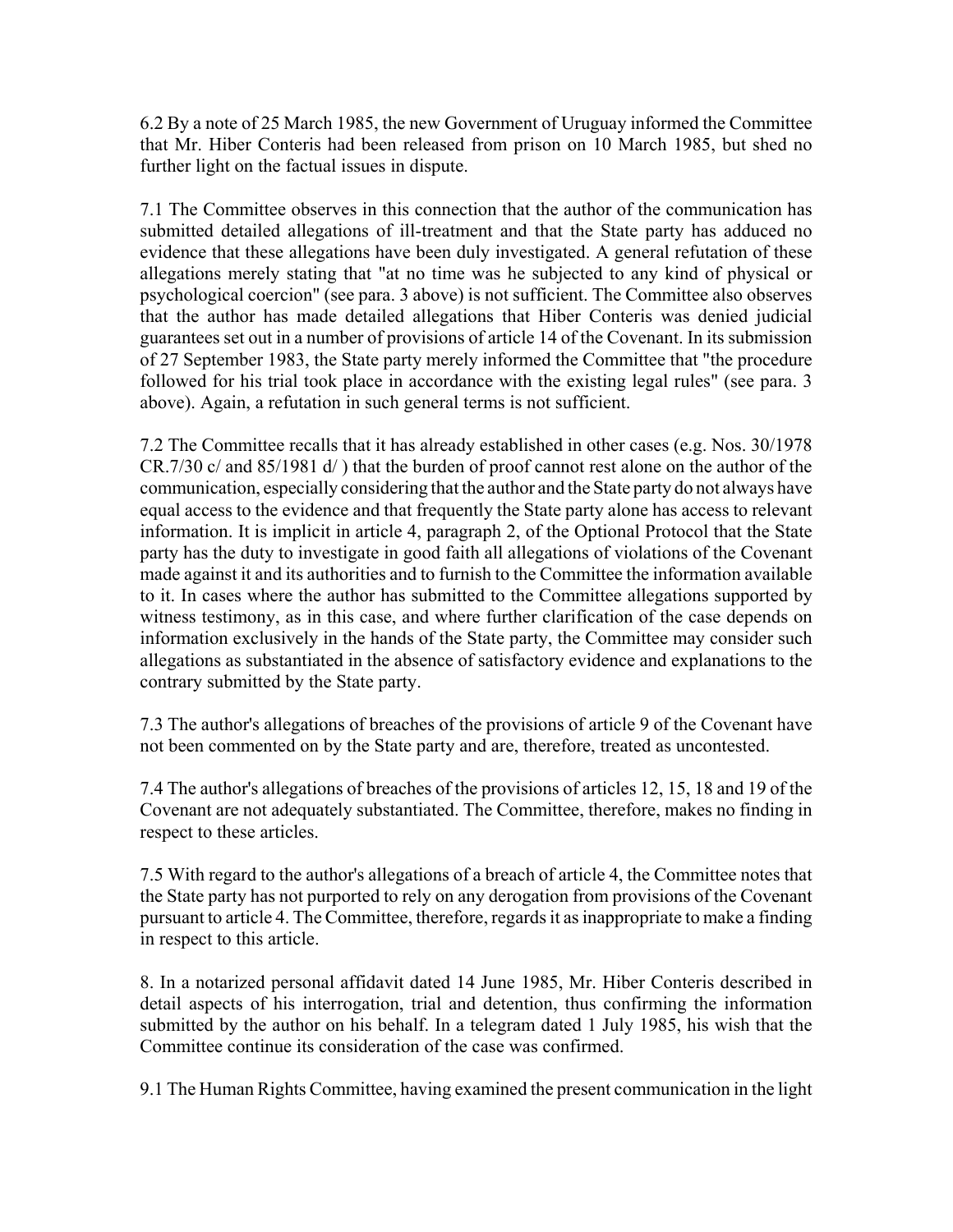6.2 By a note of 25 March 1985, the new Government of Uruguay informed the Committee that Mr. Hiber Conteris had been released from prison on 10 March 1985, but shed no further light on the factual issues in dispute.

7.1 The Committee observes in this connection that the author of the communication has submitted detailed allegations of ill-treatment and that the State party has adduced no evidence that these allegations have been duly investigated. A general refutation of these allegations merely stating that "at no time was he subjected to any kind of physical or psychological coercion" (see para. 3 above) is not sufficient. The Committee also observes that the author has made detailed allegations that Hiber Conteris was denied judicial guarantees set out in a number of provisions of article 14 of the Covenant. In its submission of 27 September 1983, the State party merely informed the Committee that "the procedure followed for his trial took place in accordance with the existing legal rules" (see para. 3 above). Again, a refutation in such general terms is not sufficient.

7.2 The Committee recalls that it has already established in other cases (e.g. Nos. 30/1978 CR.7/30 c/ and 85/1981 d/ ) that the burden of proof cannot rest alone on the author of the communication, especially considering that the author and the State party do not always have equal access to the evidence and that frequently the State party alone has access to relevant information. It is implicit in article 4, paragraph 2, of the Optional Protocol that the State party has the duty to investigate in good faith all allegations of violations of the Covenant made against it and its authorities and to furnish to the Committee the information available to it. In cases where the author has submitted to the Committee allegations supported by witness testimony, as in this case, and where further clarification of the case depends on information exclusively in the hands of the State party, the Committee may consider such allegations as substantiated in the absence of satisfactory evidence and explanations to the contrary submitted by the State party.

7.3 The author's allegations of breaches of the provisions of article 9 of the Covenant have not been commented on by the State party and are, therefore, treated as uncontested.

7.4 The author's allegations of breaches of the provisions of articles 12, 15, 18 and 19 of the Covenant are not adequately substantiated. The Committee, therefore, makes no finding in respect to these articles.

7.5 With regard to the author's allegations of a breach of article 4, the Committee notes that the State party has not purported to rely on any derogation from provisions of the Covenant pursuant to article 4. The Committee, therefore, regards it as inappropriate to make a finding in respect to this article.

8. In a notarized personal affidavit dated 14 June 1985, Mr. Hiber Conteris described in detail aspects of his interrogation, trial and detention, thus confirming the information submitted by the author on his behalf. In a telegram dated 1 July 1985, his wish that the Committee continue its consideration of the case was confirmed.

9.1 The Human Rights Committee, having examined the present communication in the light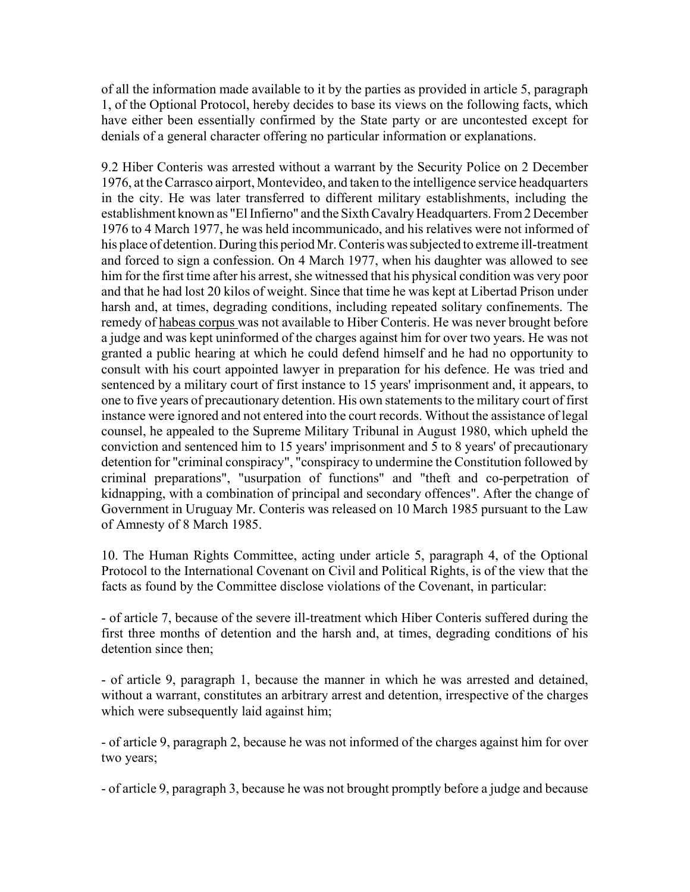of all the information made available to it by the parties as provided in article 5, paragraph 1, of the Optional Protocol, hereby decides to base its views on the following facts, which have either been essentially confirmed by the State party or are uncontested except for denials of a general character offering no particular information or explanations.

9.2 Hiber Conteris was arrested without a warrant by the Security Police on 2 December 1976, at the Carrasco airport, Montevideo, and taken to the intelligence service headquarters in the city. He was later transferred to different military establishments, including the establishment known as "El Infierno" and the Sixth Cavalry Headquarters. From 2 December 1976 to 4 March 1977, he was held incommunicado, and his relatives were not informed of his place of detention. During this period Mr. Conteris was subjected to extreme ill-treatment and forced to sign a confession. On 4 March 1977, when his daughter was allowed to see him for the first time after his arrest, she witnessed that his physical condition was very poor and that he had lost 20 kilos of weight. Since that time he was kept at Libertad Prison under harsh and, at times, degrading conditions, including repeated solitary confinements. The remedy of habeas corpus was not available to Hiber Conteris. He was never brought before a judge and was kept uninformed of the charges against him for over two years. He was not granted a public hearing at which he could defend himself and he had no opportunity to consult with his court appointed lawyer in preparation for his defence. He was tried and sentenced by a military court of first instance to 15 years' imprisonment and, it appears, to one to five years of precautionary detention. His own statements to the military court of first instance were ignored and not entered into the court records. Without the assistance of legal counsel, he appealed to the Supreme Military Tribunal in August 1980, which upheld the conviction and sentenced him to 15 years' imprisonment and 5 to 8 years' of precautionary detention for "criminal conspiracy", "conspiracy to undermine the Constitution followed by criminal preparations", "usurpation of functions" and "theft and co-perpetration of kidnapping, with a combination of principal and secondary offences". After the change of Government in Uruguay Mr. Conteris was released on 10 March 1985 pursuant to the Law of Amnesty of 8 March 1985.

10. The Human Rights Committee, acting under article 5, paragraph 4, of the Optional Protocol to the International Covenant on Civil and Political Rights, is of the view that the facts as found by the Committee disclose violations of the Covenant, in particular:

- of article 7, because of the severe ill-treatment which Hiber Conteris suffered during the first three months of detention and the harsh and, at times, degrading conditions of his detention since then;

- of article 9, paragraph 1, because the manner in which he was arrested and detained, without a warrant, constitutes an arbitrary arrest and detention, irrespective of the charges which were subsequently laid against him;

- of article 9, paragraph 2, because he was not informed of the charges against him for over two years;

- of article 9, paragraph 3, because he was not brought promptly before a judge and because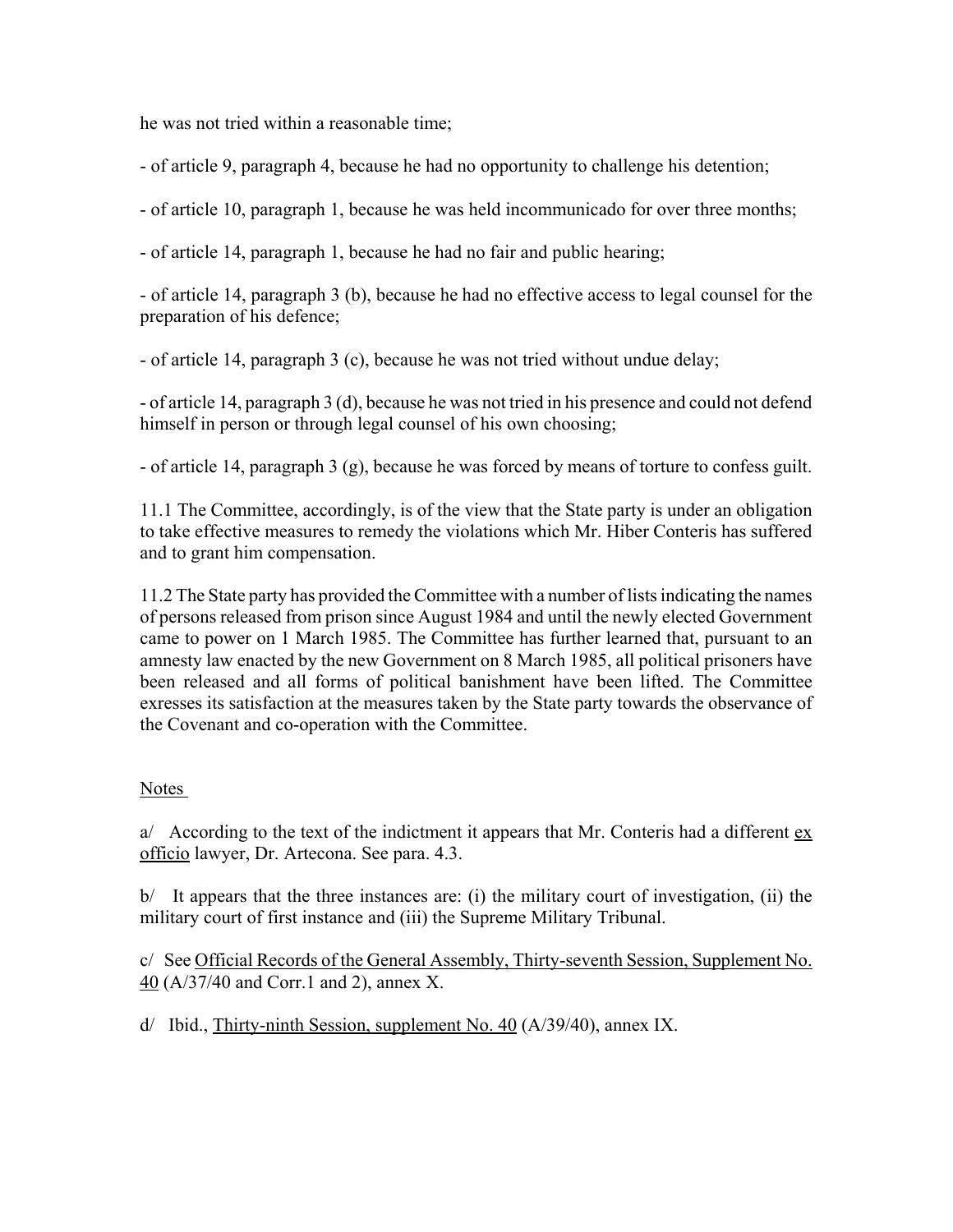he was not tried within a reasonable time;

- of article 9, paragraph 4, because he had no opportunity to challenge his detention;

- of article 10, paragraph 1, because he was held incommunicado for over three months;

- of article 14, paragraph 1, because he had no fair and public hearing;

- of article 14, paragraph 3 (b), because he had no effective access to legal counsel for the preparation of his defence;

- of article 14, paragraph 3 (c), because he was not tried without undue delay;

- of article 14, paragraph 3 (d), because he was not tried in his presence and could not defend himself in person or through legal counsel of his own choosing;

- of article 14, paragraph 3 (g), because he was forced by means of torture to confess guilt.

11.1 The Committee, accordingly, is of the view that the State party is under an obligation to take effective measures to remedy the violations which Mr. Hiber Conteris has suffered and to grant him compensation.

11.2 The State party has provided the Committee with a number of lists indicating the names of persons released from prison since August 1984 and until the newly elected Government came to power on 1 March 1985. The Committee has further learned that, pursuant to an amnesty law enacted by the new Government on 8 March 1985, all political prisoners have been released and all forms of political banishment have been lifted. The Committee exresses its satisfaction at the measures taken by the State party towards the observance of the Covenant and co-operation with the Committee.

Notes

a/ According to the text of the indictment it appears that Mr. Conteris had a different ex officio lawyer, Dr. Artecona. See para. 4.3.

b/ It appears that the three instances are: (i) the military court of investigation, (ii) the military court of first instance and (iii) the Supreme Military Tribunal.

c/ See Official Records of the General Assembly, Thirty-seventh Session, Supplement No. 40 (A/37/40 and Corr.1 and 2), annex X.

d/ Ibid., Thirty-ninth Session, supplement No. 40 (A/39/40), annex IX.